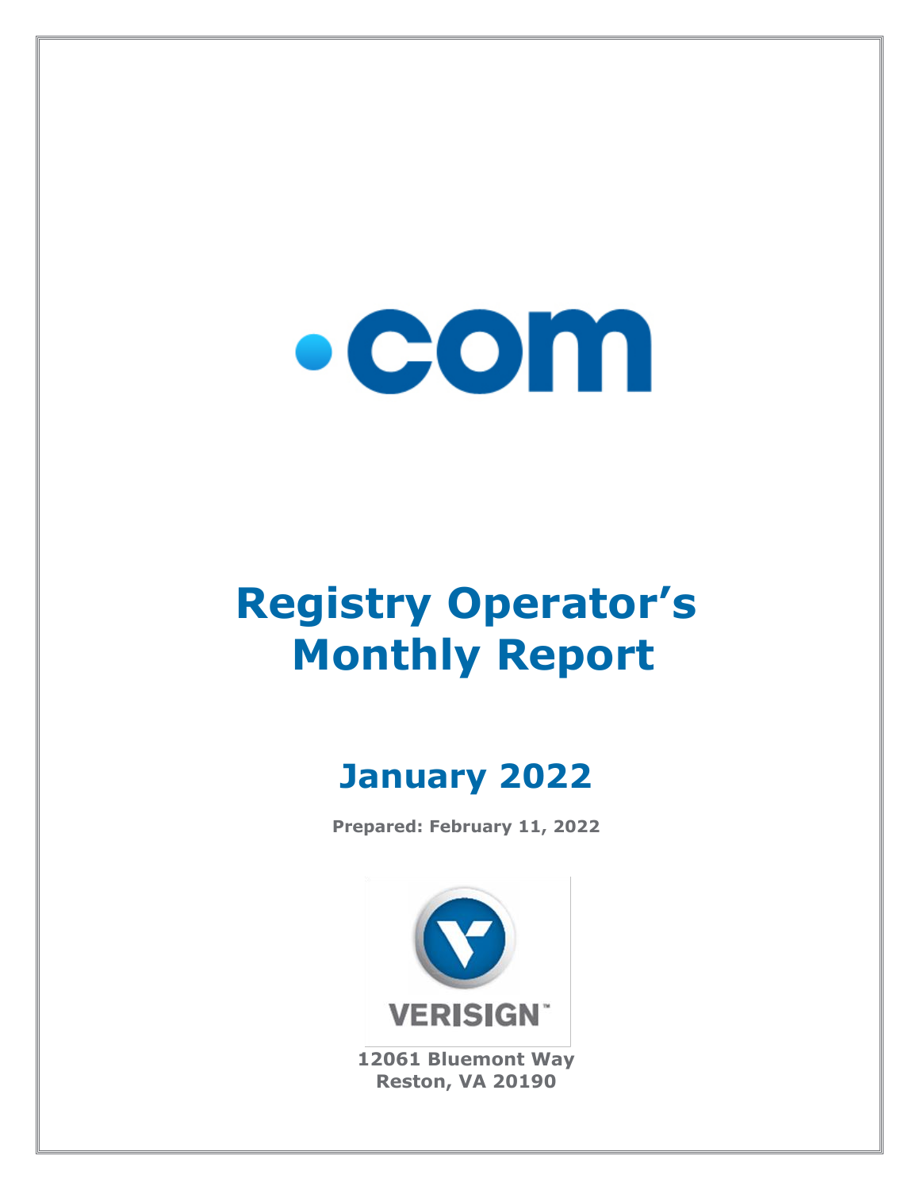# .com

# Registry Operator's Monthly Report

## January 2022

**Prepared: February 11, 2022**

VERISIGN

**12061 Bluemont Way**
**Reston, VA 20190**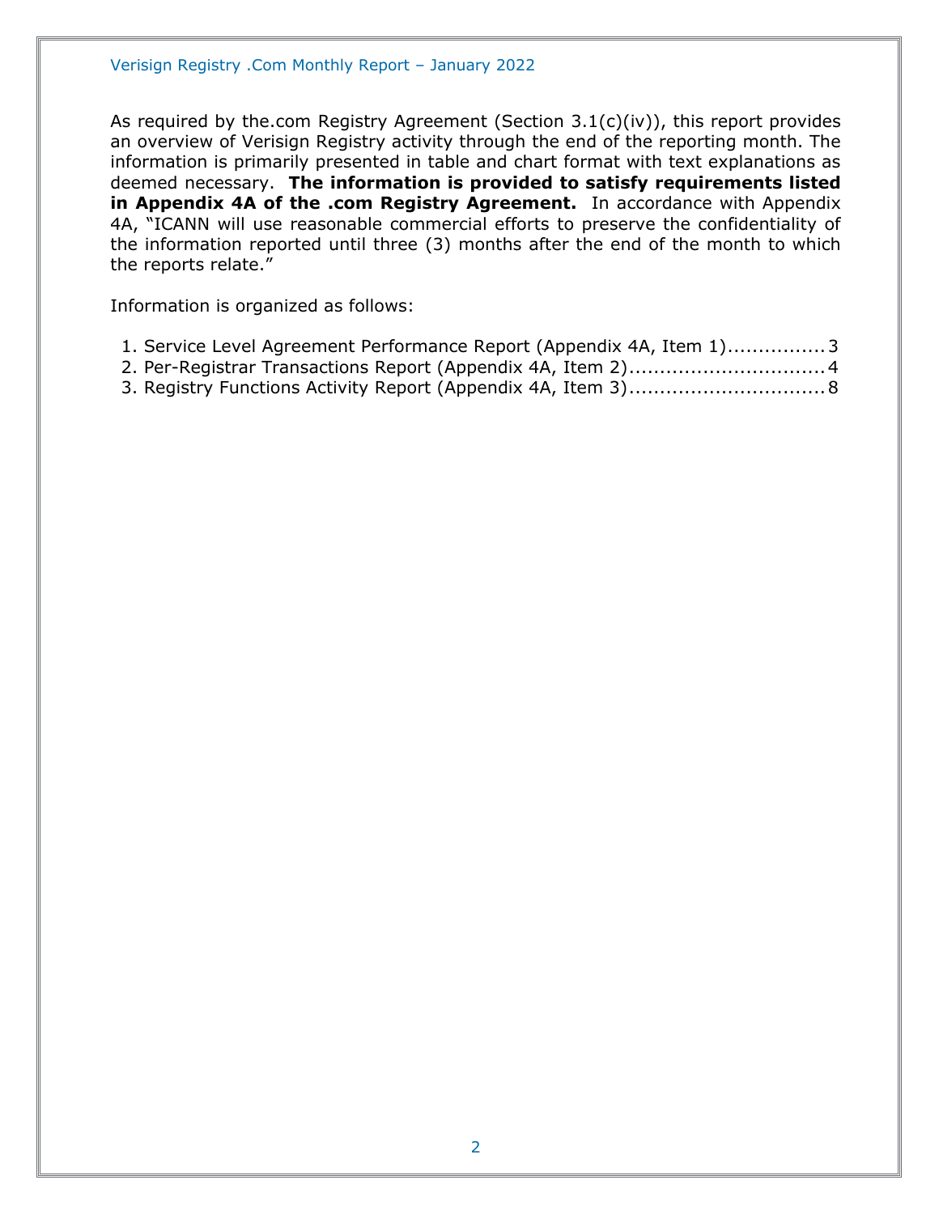As required by the.com Registry Agreement (Section 3.1(c)(iv)), this report provides an overview of Verisign Registry activity through the end of the reporting month. The information is primarily presented in table and chart format with text explanations as deemed necessary. **The information is provided to satisfy requirements listed in Appendix 4A of the .com Registry Agreement.** In accordance with Appendix 4A, "ICANN will use reasonable commercial efforts to preserve the confidentiality of the information reported until three (3) months after the end of the month to which the reports relate."

Information is organized as follows:

1. Service Level Agreement Performance Report (Appendix 4A, Item 1)................3
2. Per-Registrar Transactions Report (Appendix 4A, Item 2)................................4
3. Registry Functions Activity Report (Appendix 4A, Item 3)................................8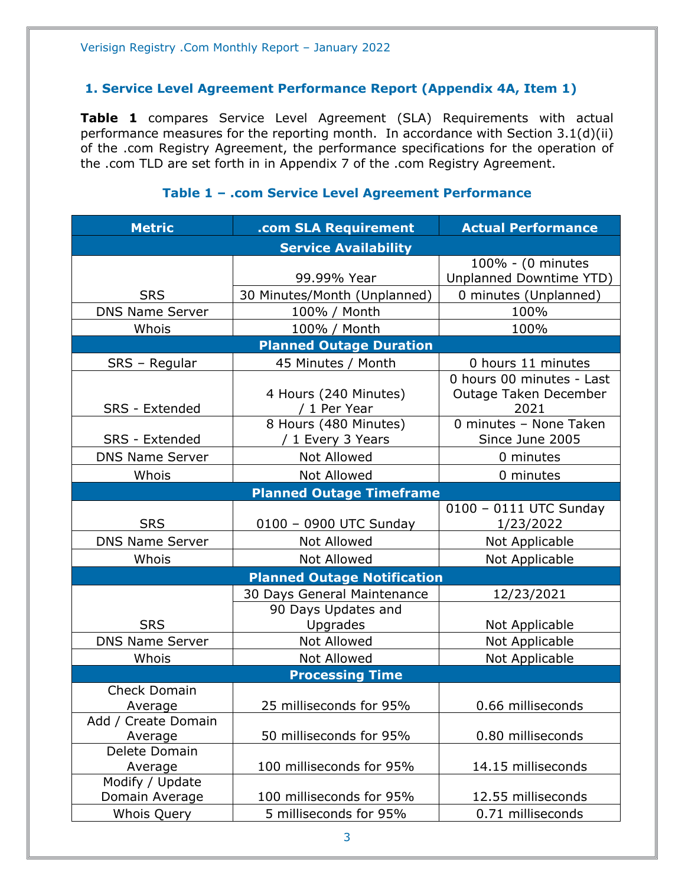## 1. Service Level Agreement Performance Report (Appendix 4A, Item 1)

**Table 1** compares Service Level Agreement (SLA) Requirements with actual performance measures for the reporting month. In accordance with Section 3.1(d)(ii) of the .com Registry Agreement, the performance specifications for the operation of the .com TLD are set forth in in Appendix 7 of the .com Registry Agreement.

**Table 1 – .com Service Level Agreement Performance**

| Metric | .com SLA Requirement | Actual Performance |
|---|---|---|
| **Service Availability** | | |
| SRS | 99.99% Year | 100% - (0 minutes Unplanned Downtime YTD) |
| | 30 Minutes/Month (Unplanned) | 0 minutes (Unplanned) |
| DNS Name Server | 100% / Month | 100% |
| Whois | 100% / Month | 100% |
| **Planned Outage Duration** | | |
| SRS – Regular | 45 Minutes / Month | 0 hours 11 minutes |
| SRS - Extended | 4 Hours (240 Minutes) / 1 Per Year | 0 hours 00 minutes - Last Outage Taken December 2021 |
| SRS - Extended | 8 Hours (480 Minutes) / 1 Every 3 Years | 0 minutes – None Taken Since June 2005 |
| DNS Name Server | Not Allowed | 0 minutes |
| Whois | Not Allowed | 0 minutes |
| **Planned Outage Timeframe** | | |
| SRS | 0100 – 0900 UTC Sunday | 0100 – 0111 UTC Sunday 1/23/2022 |
| DNS Name Server | Not Allowed | Not Applicable |
| Whois | Not Allowed | Not Applicable |
| **Planned Outage Notification** | | |
| SRS | 30 Days General Maintenance | 12/23/2021 |
| | 90 Days Updates and Upgrades | Not Applicable |
| DNS Name Server | Not Allowed | Not Applicable |
| Whois | Not Allowed | Not Applicable |
| **Processing Time** | | |
| Check Domain Average | 25 milliseconds for 95% | 0.66 milliseconds |
| Add / Create Domain Average | 50 milliseconds for 95% | 0.80 milliseconds |
| Delete Domain Average | 100 milliseconds for 95% | 14.15 milliseconds |
| Modify / Update Domain Average | 100 milliseconds for 95% | 12.55 milliseconds |
| Whois Query | 5 milliseconds for 95% | 0.71 milliseconds |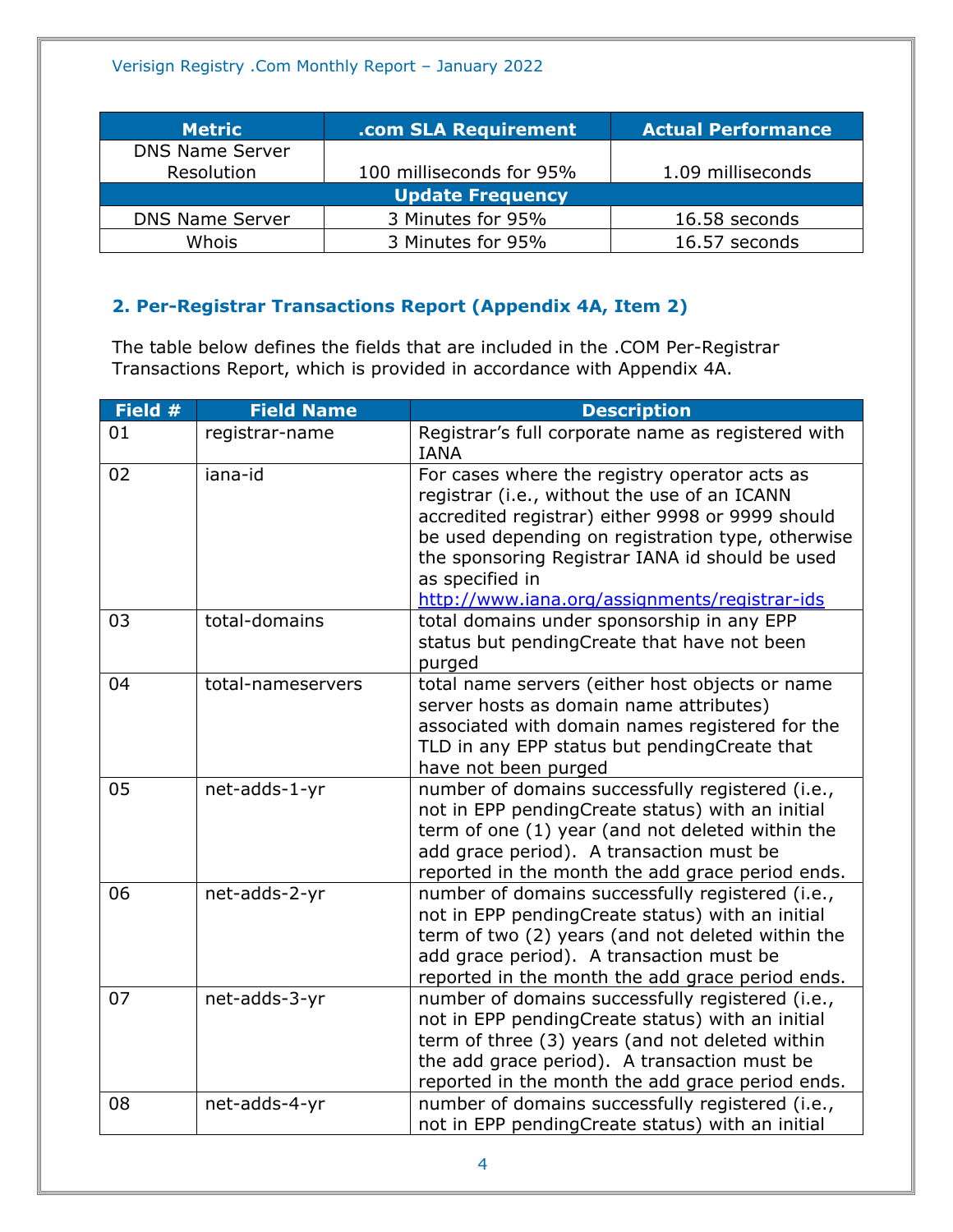| Metric | .com SLA Requirement | Actual Performance |
| --- | --- | --- |
| DNS Name Server Resolution | 100 milliseconds for 95% | 1.09 milliseconds |
| **Update Frequency** | | |
| DNS Name Server | 3 Minutes for 95% | 16.58 seconds |
| Whois | 3 Minutes for 95% | 16.57 seconds |

## 2. Per-Registrar Transactions Report (Appendix 4A, Item 2)

The table below defines the fields that are included in the .COM Per-Registrar Transactions Report, which is provided in accordance with Appendix 4A.

| Field # | Field Name | Description |
| --- | --- | --- |
| 01 | registrar-name | Registrar's full corporate name as registered with IANA |
| 02 | iana-id | For cases where the registry operator acts as registrar (i.e., without the use of an ICANN accredited registrar) either 9998 or 9999 should be used depending on registration type, otherwise the sponsoring Registrar IANA id should be used as specified in http://www.iana.org/assignments/registrar-ids |
| 03 | total-domains | total domains under sponsorship in any EPP status but pendingCreate that have not been purged |
| 04 | total-nameservers | total name servers (either host objects or name server hosts as domain name attributes) associated with domain names registered for the TLD in any EPP status but pendingCreate that have not been purged |
| 05 | net-adds-1-yr | number of domains successfully registered (i.e., not in EPP pendingCreate status) with an initial term of one (1) year (and not deleted within the add grace period). A transaction must be reported in the month the add grace period ends. |
| 06 | net-adds-2-yr | number of domains successfully registered (i.e., not in EPP pendingCreate status) with an initial term of two (2) years (and not deleted within the add grace period). A transaction must be reported in the month the add grace period ends. |
| 07 | net-adds-3-yr | number of domains successfully registered (i.e., not in EPP pendingCreate status) with an initial term of three (3) years (and not deleted within the add grace period). A transaction must be reported in the month the add grace period ends. |
| 08 | net-adds-4-yr | number of domains successfully registered (i.e., not in EPP pendingCreate status) with an initial |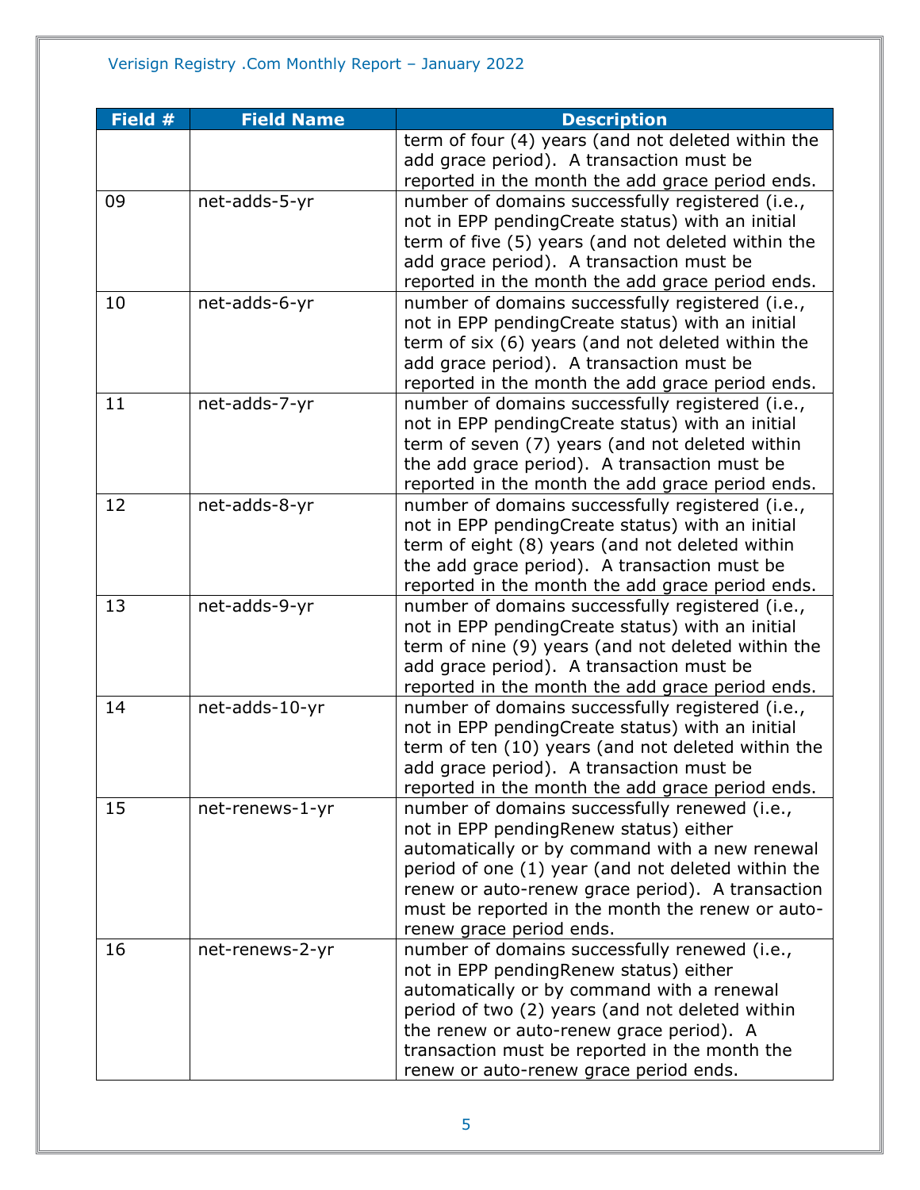| Field # | Field Name | Description |
|---|---|---|
| | | term of four (4) years (and not deleted within the add grace period). A transaction must be reported in the month the add grace period ends. |
| 09 | net-adds-5-yr | number of domains successfully registered (i.e., not in EPP pendingCreate status) with an initial term of five (5) years (and not deleted within the add grace period). A transaction must be reported in the month the add grace period ends. |
| 10 | net-adds-6-yr | number of domains successfully registered (i.e., not in EPP pendingCreate status) with an initial term of six (6) years (and not deleted within the add grace period). A transaction must be reported in the month the add grace period ends. |
| 11 | net-adds-7-yr | number of domains successfully registered (i.e., not in EPP pendingCreate status) with an initial term of seven (7) years (and not deleted within the add grace period). A transaction must be reported in the month the add grace period ends. |
| 12 | net-adds-8-yr | number of domains successfully registered (i.e., not in EPP pendingCreate status) with an initial term of eight (8) years (and not deleted within the add grace period). A transaction must be reported in the month the add grace period ends. |
| 13 | net-adds-9-yr | number of domains successfully registered (i.e., not in EPP pendingCreate status) with an initial term of nine (9) years (and not deleted within the add grace period). A transaction must be reported in the month the add grace period ends. |
| 14 | net-adds-10-yr | number of domains successfully registered (i.e., not in EPP pendingCreate status) with an initial term of ten (10) years (and not deleted within the add grace period). A transaction must be reported in the month the add grace period ends. |
| 15 | net-renews-1-yr | number of domains successfully renewed (i.e., not in EPP pendingRenew status) either automatically or by command with a new renewal period of one (1) year (and not deleted within the renew or auto-renew grace period). A transaction must be reported in the month the renew or auto-renew grace period ends. |
| 16 | net-renews-2-yr | number of domains successfully renewed (i.e., not in EPP pendingRenew status) either automatically or by command with a renewal period of two (2) years (and not deleted within the renew or auto-renew grace period). A transaction must be reported in the month the renew or auto-renew grace period ends. |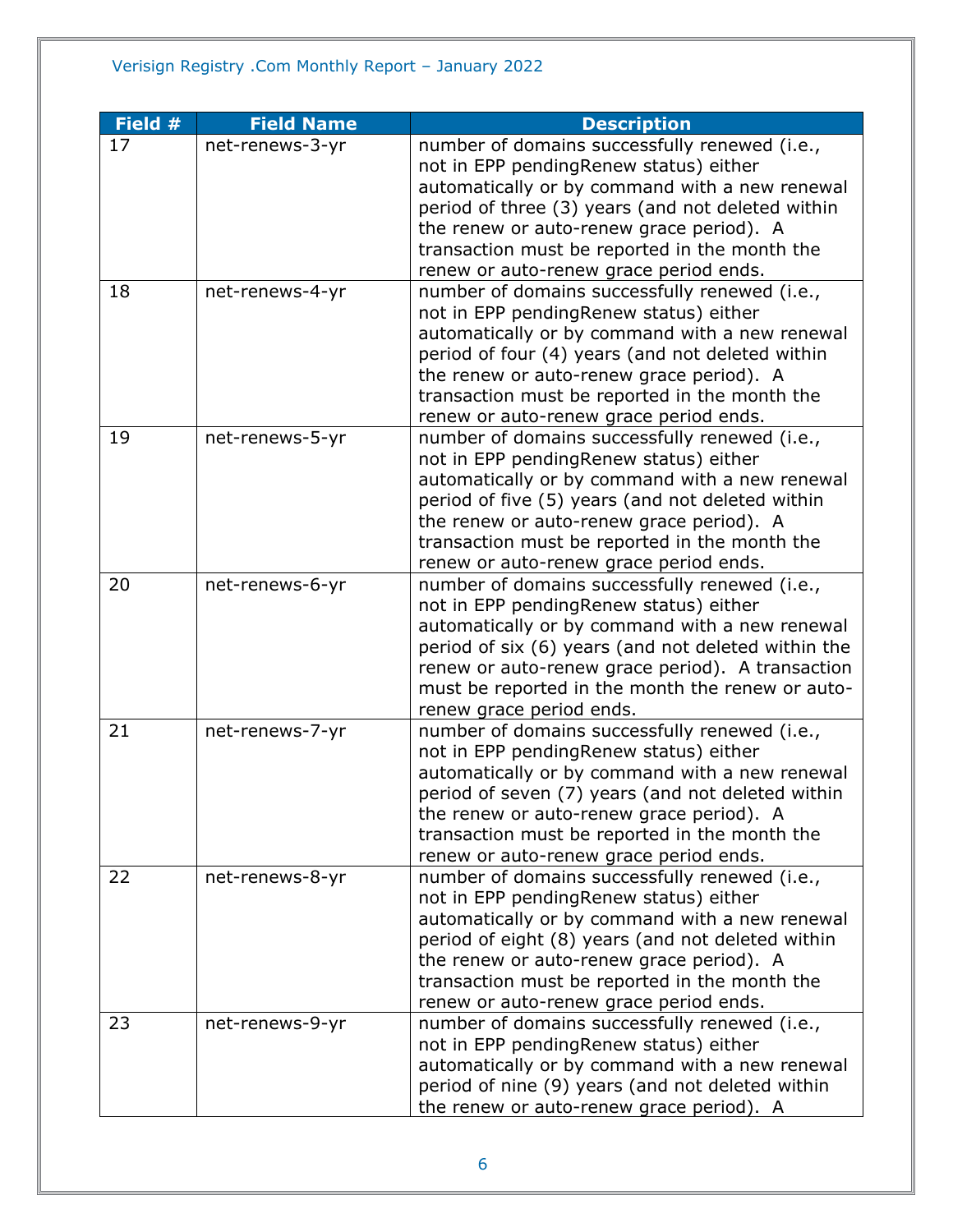| Field # | Field Name | Description |
|---|---|---|
| 17 | net-renews-3-yr | number of domains successfully renewed (i.e., not in EPP pendingRenew status) either automatically or by command with a new renewal period of three (3) years (and not deleted within the renew or auto-renew grace period). A transaction must be reported in the month the renew or auto-renew grace period ends. |
| 18 | net-renews-4-yr | number of domains successfully renewed (i.e., not in EPP pendingRenew status) either automatically or by command with a new renewal period of four (4) years (and not deleted within the renew or auto-renew grace period). A transaction must be reported in the month the renew or auto-renew grace period ends. |
| 19 | net-renews-5-yr | number of domains successfully renewed (i.e., not in EPP pendingRenew status) either automatically or by command with a new renewal period of five (5) years (and not deleted within the renew or auto-renew grace period). A transaction must be reported in the month the renew or auto-renew grace period ends. |
| 20 | net-renews-6-yr | number of domains successfully renewed (i.e., not in EPP pendingRenew status) either automatically or by command with a new renewal period of six (6) years (and not deleted within the renew or auto-renew grace period). A transaction must be reported in the month the renew or auto-renew grace period ends. |
| 21 | net-renews-7-yr | number of domains successfully renewed (i.e., not in EPP pendingRenew status) either automatically or by command with a new renewal period of seven (7) years (and not deleted within the renew or auto-renew grace period). A transaction must be reported in the month the renew or auto-renew grace period ends. |
| 22 | net-renews-8-yr | number of domains successfully renewed (i.e., not in EPP pendingRenew status) either automatically or by command with a new renewal period of eight (8) years (and not deleted within the renew or auto-renew grace period). A transaction must be reported in the month the renew or auto-renew grace period ends. |
| 23 | net-renews-9-yr | number of domains successfully renewed (i.e., not in EPP pendingRenew status) either automatically or by command with a new renewal period of nine (9) years (and not deleted within the renew or auto-renew grace period). A |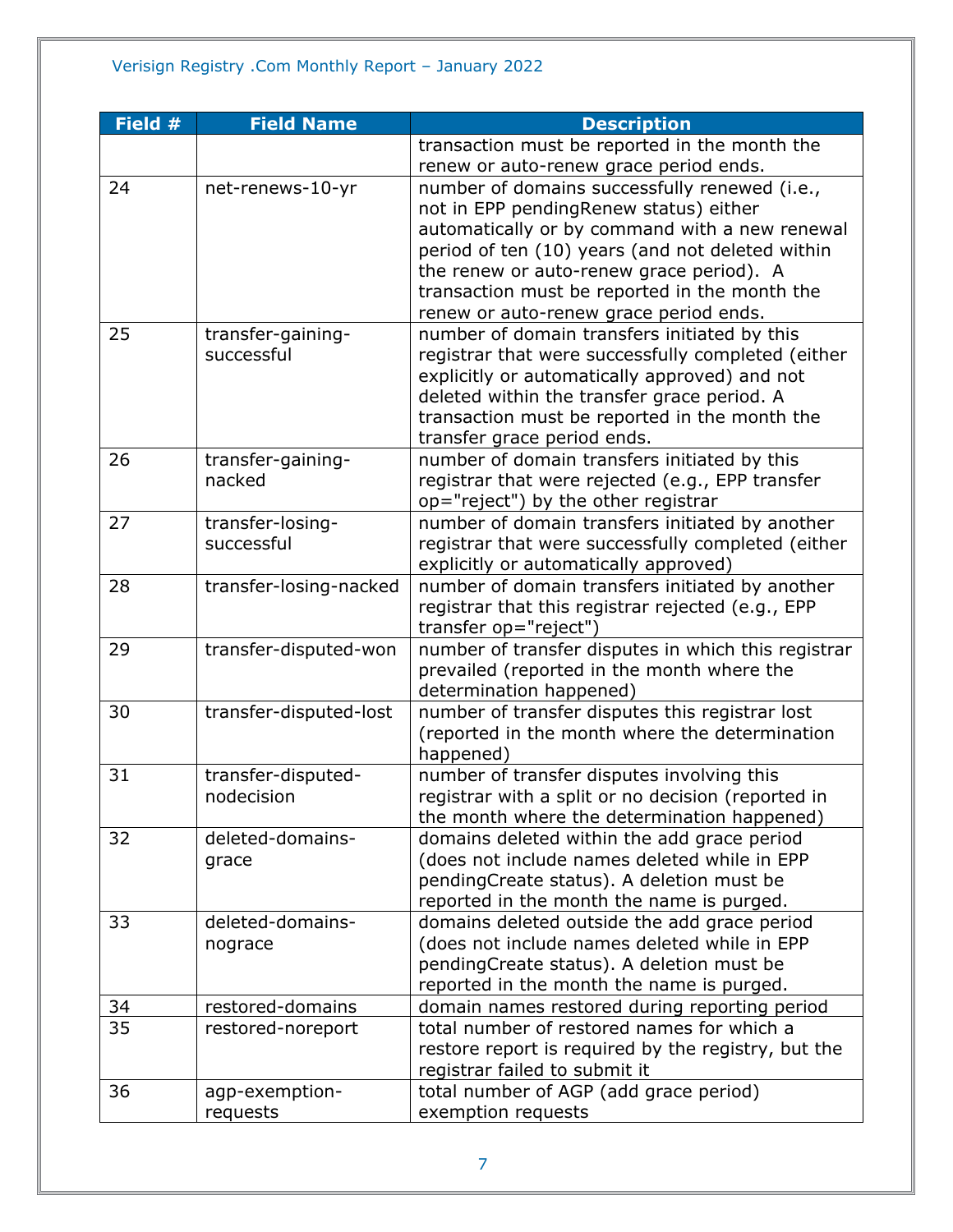| Field # | Field Name | Description |
|---|---|---|
| | | transaction must be reported in the month the renew or auto-renew grace period ends. |
| 24 | net-renews-10-yr | number of domains successfully renewed (i.e., not in EPP pendingRenew status) either automatically or by command with a new renewal period of ten (10) years (and not deleted within the renew or auto-renew grace period). A transaction must be reported in the month the renew or auto-renew grace period ends. |
| 25 | transfer-gaining-successful | number of domain transfers initiated by this registrar that were successfully completed (either explicitly or automatically approved) and not deleted within the transfer grace period. A transaction must be reported in the month the transfer grace period ends. |
| 26 | transfer-gaining-nacked | number of domain transfers initiated by this registrar that were rejected (e.g., EPP transfer op="reject") by the other registrar |
| 27 | transfer-losing-successful | number of domain transfers initiated by another registrar that were successfully completed (either explicitly or automatically approved) |
| 28 | transfer-losing-nacked | number of domain transfers initiated by another registrar that this registrar rejected (e.g., EPP transfer op="reject") |
| 29 | transfer-disputed-won | number of transfer disputes in which this registrar prevailed (reported in the month where the determination happened) |
| 30 | transfer-disputed-lost | number of transfer disputes this registrar lost (reported in the month where the determination happened) |
| 31 | transfer-disputed-nodecision | number of transfer disputes involving this registrar with a split or no decision (reported in the month where the determination happened) |
| 32 | deleted-domains-grace | domains deleted within the add grace period (does not include names deleted while in EPP pendingCreate status). A deletion must be reported in the month the name is purged. |
| 33 | deleted-domains-nograce | domains deleted outside the add grace period (does not include names deleted while in EPP pendingCreate status). A deletion must be reported in the month the name is purged. |
| 34 | restored-domains | domain names restored during reporting period |
| 35 | restored-noreport | total number of restored names for which a restore report is required by the registry, but the registrar failed to submit it |
| 36 | agp-exemption-requests | total number of AGP (add grace period) exemption requests |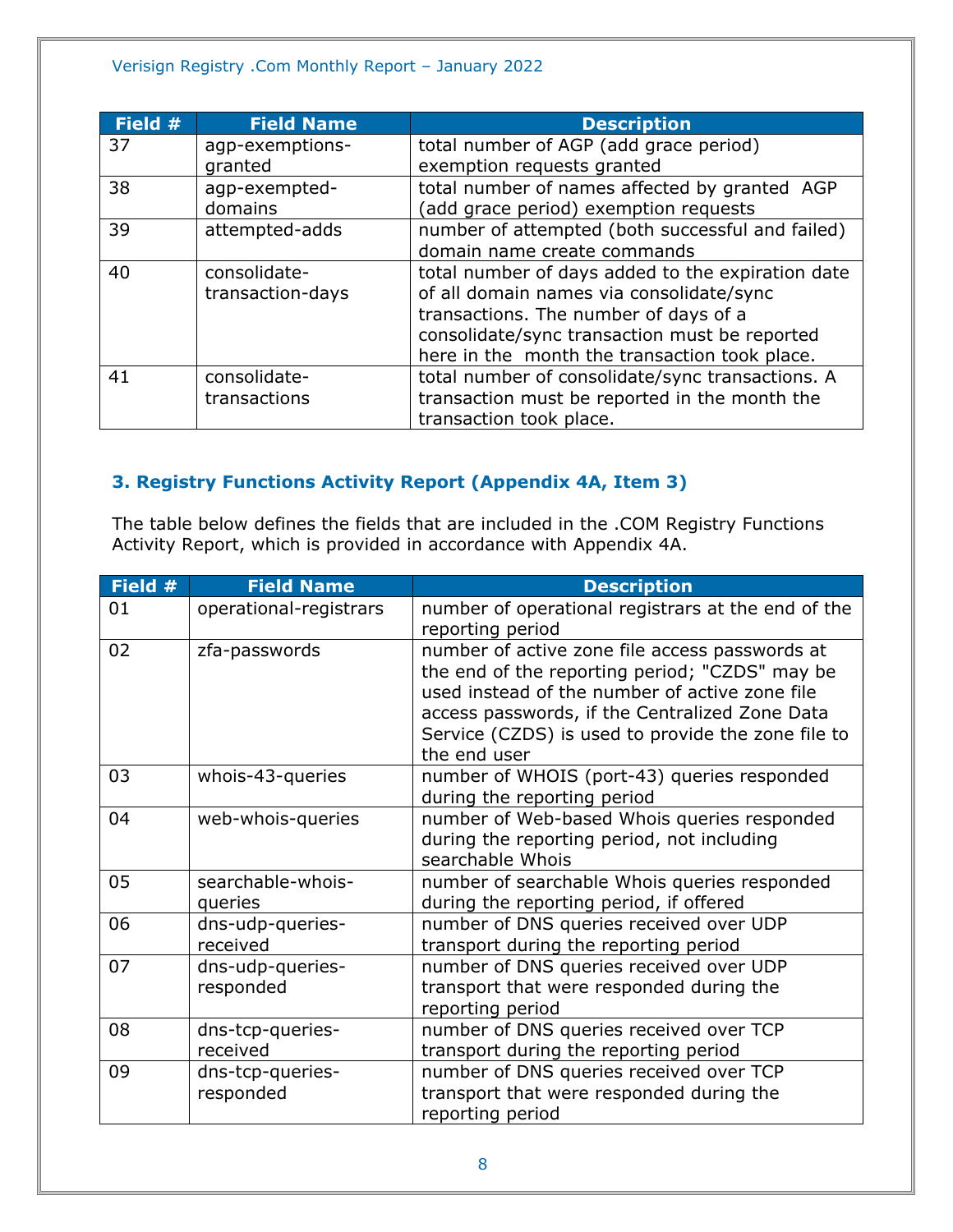| Field # | Field Name | Description |
|---|---|---|
| 37 | agp-exemptions-granted | total number of AGP (add grace period) exemption requests granted |
| 38 | agp-exempted-domains | total number of names affected by granted AGP (add grace period) exemption requests |
| 39 | attempted-adds | number of attempted (both successful and failed) domain name create commands |
| 40 | consolidate-transaction-days | total number of days added to the expiration date of all domain names via consolidate/sync transactions. The number of days of a consolidate/sync transaction must be reported here in the month the transaction took place. |
| 41 | consolidate-transactions | total number of consolidate/sync transactions. A transaction must be reported in the month the transaction took place. |

### 3. Registry Functions Activity Report (Appendix 4A, Item 3)

The table below defines the fields that are included in the .COM Registry Functions Activity Report, which is provided in accordance with Appendix 4A.

| Field # | Field Name | Description |
|---|---|---|
| 01 | operational-registrars | number of operational registrars at the end of the reporting period |
| 02 | zfa-passwords | number of active zone file access passwords at the end of the reporting period; "CZDS" may be used instead of the number of active zone file access passwords, if the Centralized Zone Data Service (CZDS) is used to provide the zone file to the end user |
| 03 | whois-43-queries | number of WHOIS (port-43) queries responded during the reporting period |
| 04 | web-whois-queries | number of Web-based Whois queries responded during the reporting period, not including searchable Whois |
| 05 | searchable-whois-queries | number of searchable Whois queries responded during the reporting period, if offered |
| 06 | dns-udp-queries-received | number of DNS queries received over UDP transport during the reporting period |
| 07 | dns-udp-queries-responded | number of DNS queries received over UDP transport that were responded during the reporting period |
| 08 | dns-tcp-queries-received | number of DNS queries received over TCP transport during the reporting period |
| 09 | dns-tcp-queries-responded | number of DNS queries received over TCP transport that were responded during the reporting period |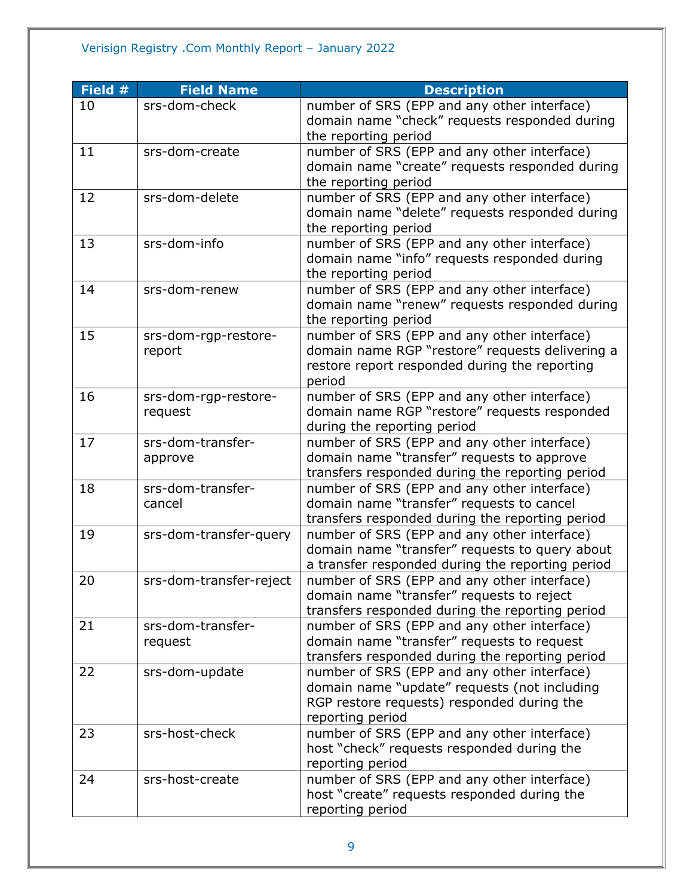| Field # | Field Name | Description |
|---|---|---|
| 10 | srs-dom-check | number of SRS (EPP and any other interface) domain name “check” requests responded during the reporting period |
| 11 | srs-dom-create | number of SRS (EPP and any other interface) domain name “create” requests responded during the reporting period |
| 12 | srs-dom-delete | number of SRS (EPP and any other interface) domain name “delete” requests responded during the reporting period |
| 13 | srs-dom-info | number of SRS (EPP and any other interface) domain name “info” requests responded during the reporting period |
| 14 | srs-dom-renew | number of SRS (EPP and any other interface) domain name “renew” requests responded during the reporting period |
| 15 | srs-dom-rgp-restore-report | number of SRS (EPP and any other interface) domain name RGP “restore” requests delivering a restore report responded during the reporting period |
| 16 | srs-dom-rgp-restore-request | number of SRS (EPP and any other interface) domain name RGP “restore” requests responded during the reporting period |
| 17 | srs-dom-transfer-approve | number of SRS (EPP and any other interface) domain name “transfer” requests to approve transfers responded during the reporting period |
| 18 | srs-dom-transfer-cancel | number of SRS (EPP and any other interface) domain name “transfer” requests to cancel transfers responded during the reporting period |
| 19 | srs-dom-transfer-query | number of SRS (EPP and any other interface) domain name “transfer” requests to query about a transfer responded during the reporting period |
| 20 | srs-dom-transfer-reject | number of SRS (EPP and any other interface) domain name “transfer” requests to reject transfers responded during the reporting period |
| 21 | srs-dom-transfer-request | number of SRS (EPP and any other interface) domain name “transfer” requests to request transfers responded during the reporting period |
| 22 | srs-dom-update | number of SRS (EPP and any other interface) domain name “update” requests (not including RGP restore requests) responded during the reporting period |
| 23 | srs-host-check | number of SRS (EPP and any other interface) host “check” requests responded during the reporting period |
| 24 | srs-host-create | number of SRS (EPP and any other interface) host “create” requests responded during the reporting period |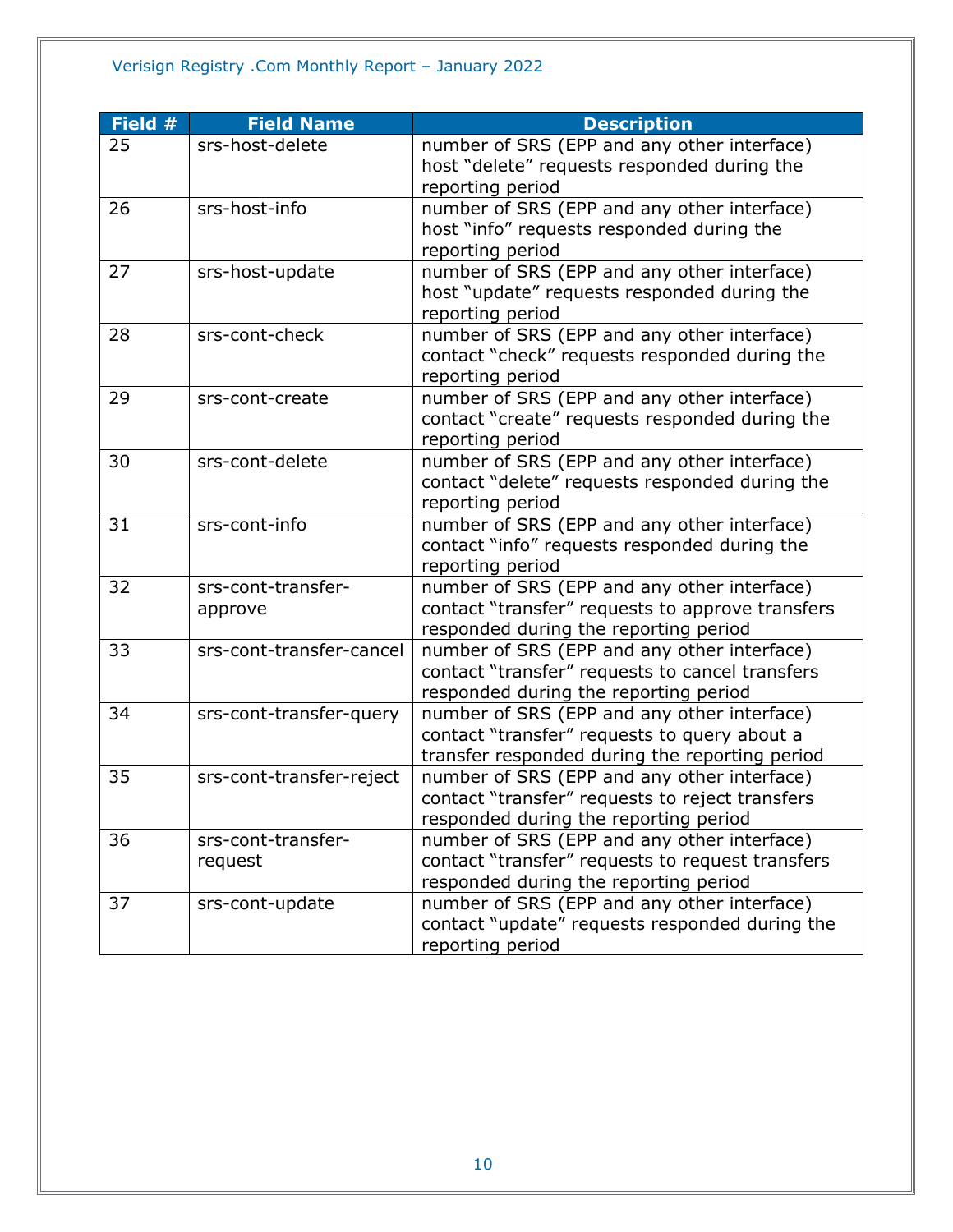| Field # | Field Name | Description |
|---|---|---|
| 25 | srs-host-delete | number of SRS (EPP and any other interface) host "delete" requests responded during the reporting period |
| 26 | srs-host-info | number of SRS (EPP and any other interface) host "info" requests responded during the reporting period |
| 27 | srs-host-update | number of SRS (EPP and any other interface) host "update" requests responded during the reporting period |
| 28 | srs-cont-check | number of SRS (EPP and any other interface) contact "check" requests responded during the reporting period |
| 29 | srs-cont-create | number of SRS (EPP and any other interface) contact "create" requests responded during the reporting period |
| 30 | srs-cont-delete | number of SRS (EPP and any other interface) contact "delete" requests responded during the reporting period |
| 31 | srs-cont-info | number of SRS (EPP and any other interface) contact "info" requests responded during the reporting period |
| 32 | srs-cont-transfer-approve | number of SRS (EPP and any other interface) contact "transfer" requests to approve transfers responded during the reporting period |
| 33 | srs-cont-transfer-cancel | number of SRS (EPP and any other interface) contact "transfer" requests to cancel transfers responded during the reporting period |
| 34 | srs-cont-transfer-query | number of SRS (EPP and any other interface) contact "transfer" requests to query about a transfer responded during the reporting period |
| 35 | srs-cont-transfer-reject | number of SRS (EPP and any other interface) contact "transfer" requests to reject transfers responded during the reporting period |
| 36 | srs-cont-transfer-request | number of SRS (EPP and any other interface) contact "transfer" requests to request transfers responded during the reporting period |
| 37 | srs-cont-update | number of SRS (EPP and any other interface) contact "update" requests responded during the reporting period |